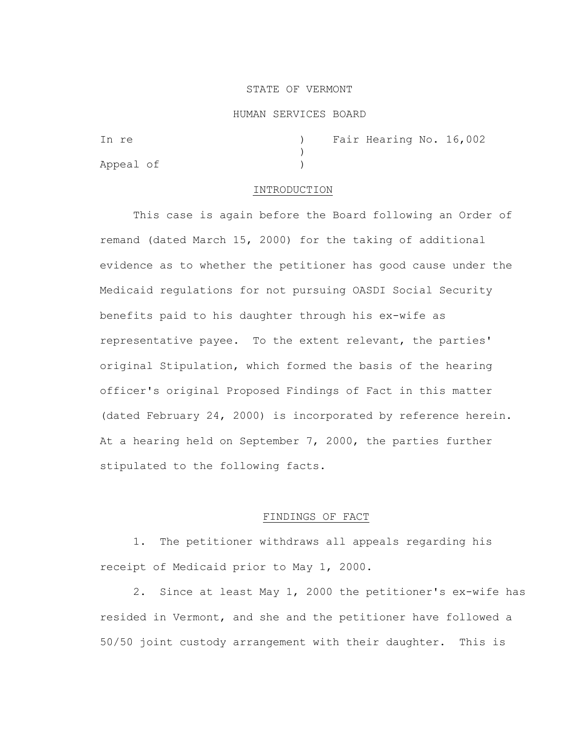STATE OF VERMONT

HUMAN SERVICES BOARD

In re ) Fair Hearing No. 16,002
)
Appeal of )

## INTRODUCTION

This case is again before the Board following an Order of remand (dated March 15, 2000) for the taking of additional evidence as to whether the petitioner has good cause under the Medicaid regulations for not pursuing OASDI Social Security benefits paid to his daughter through his ex-wife as representative payee. To the extent relevant, the parties' original Stipulation, which formed the basis of the hearing officer's original Proposed Findings of Fact in this matter (dated February 24, 2000) is incorporated by reference herein. At a hearing held on September 7, 2000, the parties further stipulated to the following facts.

## FINDINGS OF FACT

1. The petitioner withdraws all appeals regarding his receipt of Medicaid prior to May 1, 2000.

2. Since at least May 1, 2000 the petitioner's ex-wife has resided in Vermont, and she and the petitioner have followed a 50/50 joint custody arrangement with their daughter. This is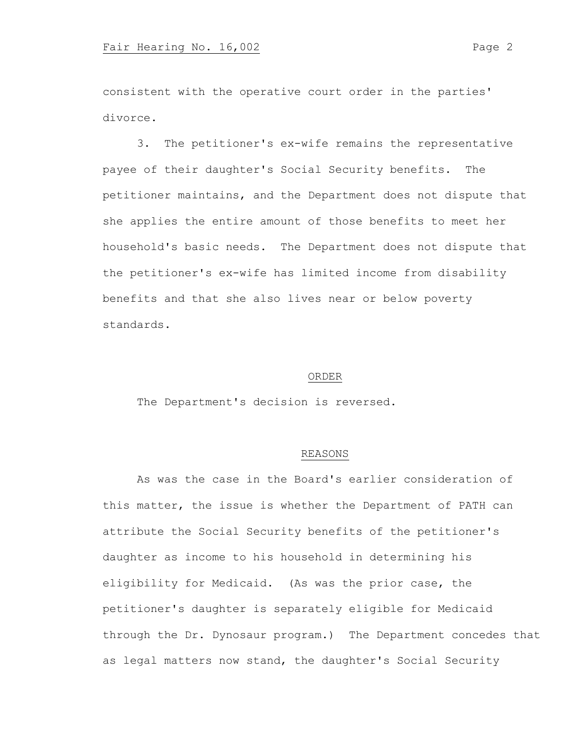consistent with the operative court order in the parties' divorce.

3. The petitioner's ex-wife remains the representative payee of their daughter's Social Security benefits. The petitioner maintains, and the Department does not dispute that she applies the entire amount of those benefits to meet her household's basic needs. The Department does not dispute that the petitioner's ex-wife has limited income from disability benefits and that she also lives near or below poverty standards.

## ORDER

The Department's decision is reversed.

## REASONS

As was the case in the Board's earlier consideration of this matter, the issue is whether the Department of PATH can attribute the Social Security benefits of the petitioner's daughter as income to his household in determining his eligibility for Medicaid. (As was the prior case, the petitioner's daughter is separately eligible for Medicaid through the Dr. Dynosaur program.) The Department concedes that as legal matters now stand, the daughter's Social Security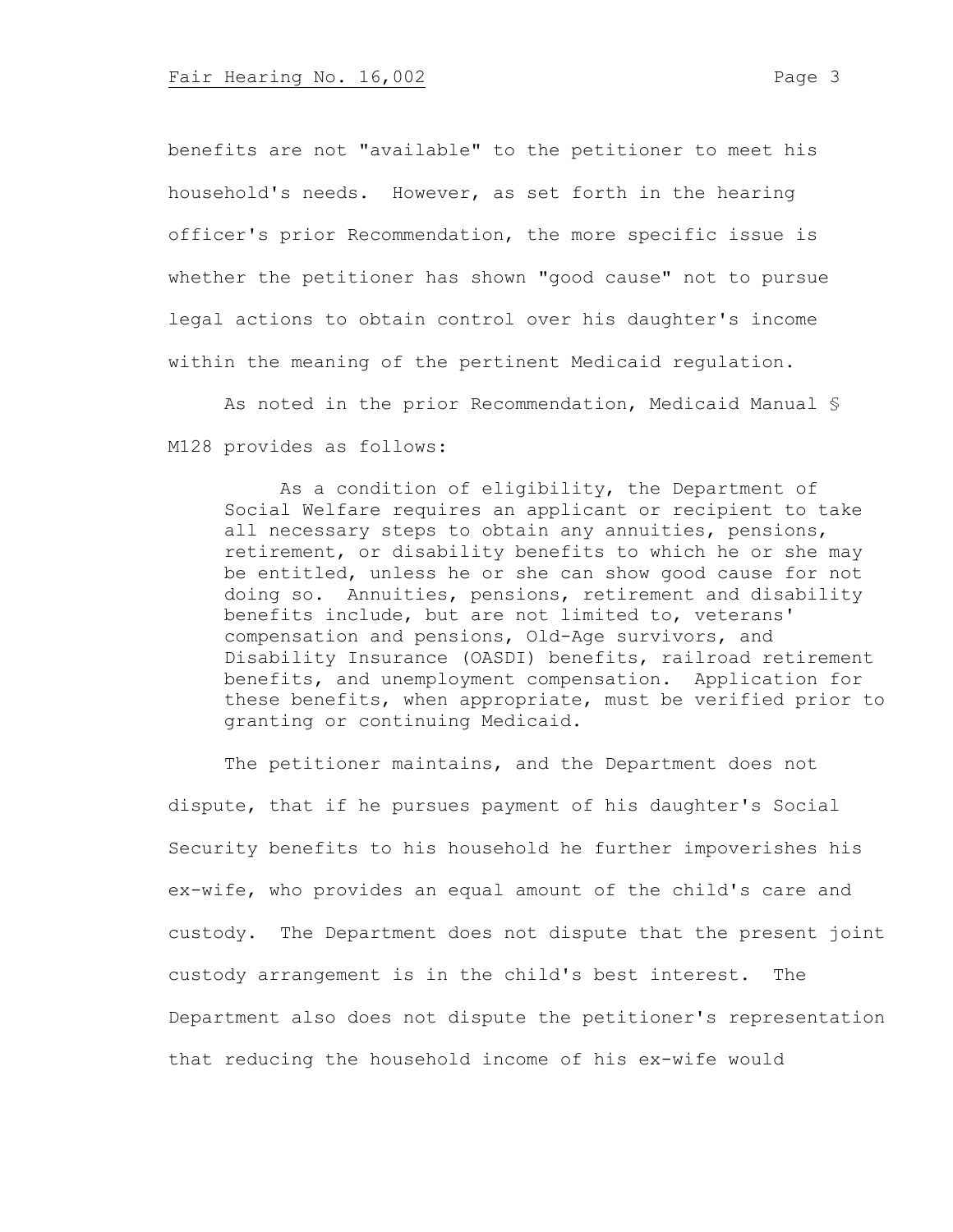benefits are not "available" to the petitioner to meet his household's needs. However, as set forth in the hearing officer's prior Recommendation, the more specific issue is whether the petitioner has shown "good cause" not to pursue legal actions to obtain control over his daughter's income within the meaning of the pertinent Medicaid regulation.

As noted in the prior Recommendation, Medicaid Manual § M128 provides as follows:

> As a condition of eligibility, the Department of Social Welfare requires an applicant or recipient to take all necessary steps to obtain any annuities, pensions, retirement, or disability benefits to which he or she may be entitled, unless he or she can show good cause for not doing so. Annuities, pensions, retirement and disability benefits include, but are not limited to, veterans' compensation and pensions, Old-Age survivors, and Disability Insurance (OASDI) benefits, railroad retirement benefits, and unemployment compensation. Application for these benefits, when appropriate, must be verified prior to granting or continuing Medicaid.

The petitioner maintains, and the Department does not dispute, that if he pursues payment of his daughter's Social Security benefits to his household he further impoverishes his ex-wife, who provides an equal amount of the child's care and custody. The Department does not dispute that the present joint custody arrangement is in the child's best interest. The Department also does not dispute the petitioner's representation that reducing the household income of his ex-wife would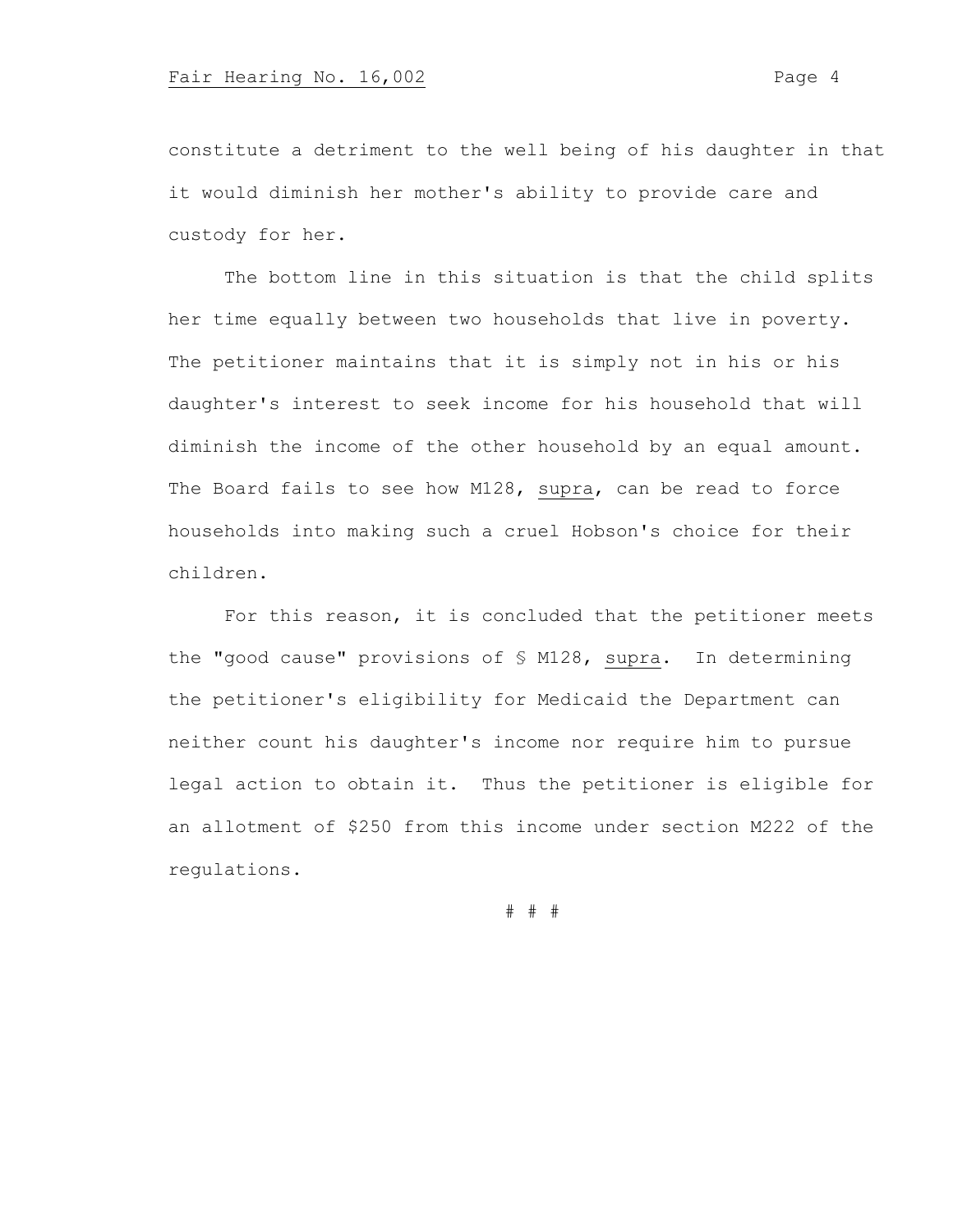constitute a detriment to the well being of his daughter in that it would diminish her mother's ability to provide care and custody for her.

The bottom line in this situation is that the child splits her time equally between two households that live in poverty. The petitioner maintains that it is simply not in his or his daughter's interest to seek income for his household that will diminish the income of the other household by an equal amount. The Board fails to see how M128, *supra*, can be read to force households into making such a cruel Hobson's choice for their children.

For this reason, it is concluded that the petitioner meets the "good cause" provisions of § M128, *supra*. In determining the petitioner's eligibility for Medicaid the Department can neither count his daughter's income nor require him to pursue legal action to obtain it. Thus the petitioner is eligible for an allotment of $250 from this income under section M222 of the regulations.

# # #